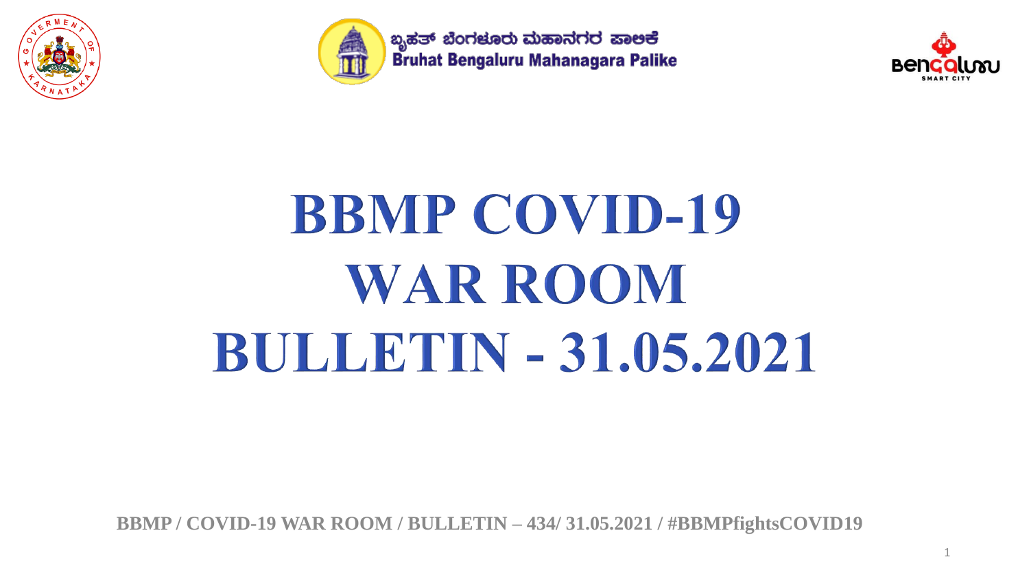ಬೃಹತ್ ಬೆಂಗಳೂರು ಮಹಾನಗರ ಪಾಲಿಕೆ
Bruhat Bengaluru Mahanagara Palike

# BBMP COVID-19 WAR ROOM BULLETIN - 31.05.2021

**BBMP / COVID-19 WAR ROOM / BULLETIN – 434/ 31.05.2021 / #BBMPfightsCOVID19**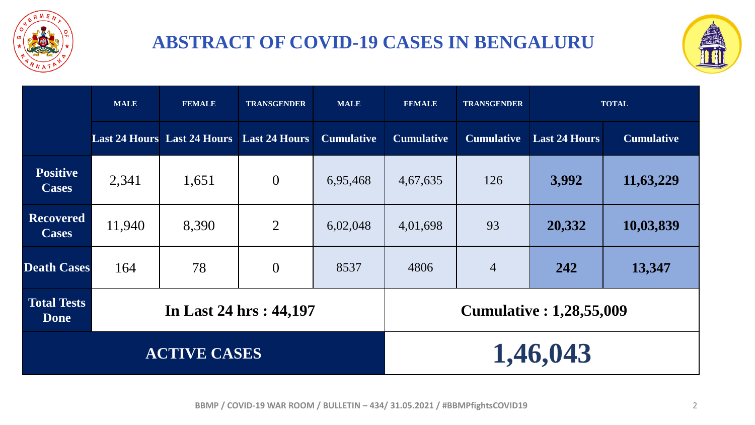# ABSTRACT OF COVID-19 CASES IN BENGALURU

| | MALE | FEMALE | TRANSGENDER | MALE | FEMALE | TRANSGENDER | TOTAL | |
|---|---|---|---|---|---|---|---|---|
| | Last 24 Hours | Last 24 Hours | Last 24 Hours | Cumulative | Cumulative | Cumulative | Last 24 Hours | Cumulative |
| **Positive Cases** | 2,341 | 1,651 | 0 | 6,95,468 | 4,67,635 | 126 | **3,992** | **11,63,229** |
| **Recovered Cases** | 11,940 | 8,390 | 2 | 6,02,048 | 4,01,698 | 93 | **20,332** | **10,03,839** |
| **Death Cases** | 164 | 78 | 0 | 8537 | 4806 | 4 | **242** | **13,347** |
| **Total Tests Done** | **In Last 24 hrs : 44,197** | | | | **Cumulative : 1,28,55,009** | | | |
| **ACTIVE CASES** | | | | | **1,46,043** | | | |

BBMP / COVID-19 WAR ROOM / BULLETIN – 434/ 31.05.2021 / #BBMPfightsCOVID19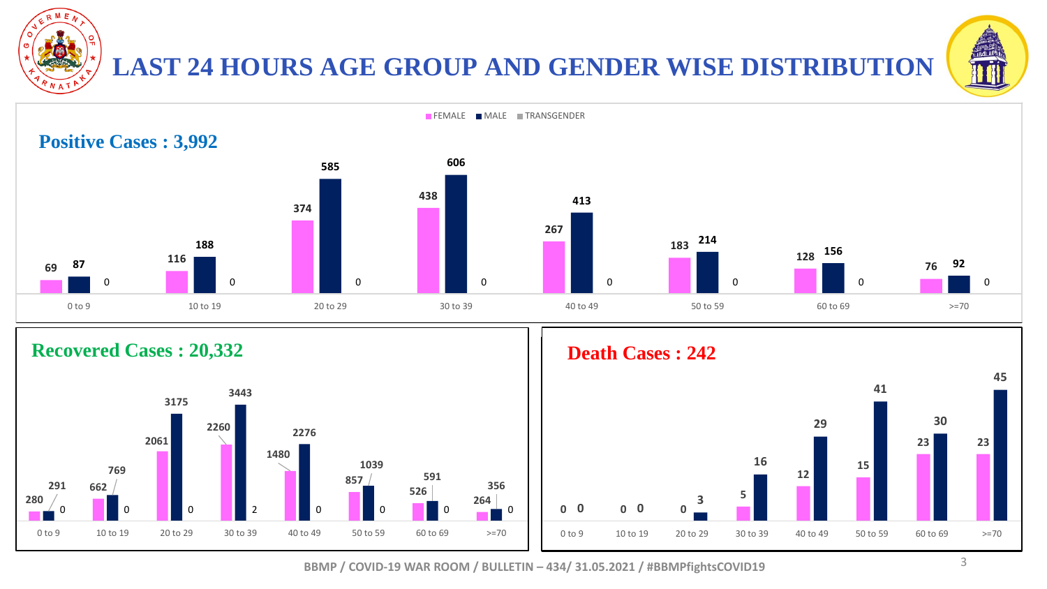# LAST 24 HOURS AGE GROUP AND GENDER WISE DISTRIBUTION

## Positive Cases : 3,992

| Age Group | FEMALE | MALE | TRANSGENDER |
|---|---|---|---|
| 0 to 9 | 69 | 87 | 0 |
| 10 to 19 | 116 | 188 | 0 |
| 20 to 29 | 374 | 585 | 0 |
| 30 to 39 | 438 | 606 | 0 |
| 40 to 49 | 267 | 413 | 0 |
| 50 to 59 | 183 | 214 | 0 |
| 60 to 69 | 128 | 156 | 0 |
| >=70 | 76 | 92 | 0 |

## Recovered Cases : 20,332

| Age Group | FEMALE | MALE | TRANSGENDER |
|---|---|---|---|
| 0 to 9 | 280 | 291 | 0 |
| 10 to 19 | 662 | 769 | 0 |
| 20 to 29 | 2061 | 3175 | 0 |
| 30 to 39 | 2260 | 3443 | 2 |
| 40 to 49 | 1480 | 2276 | 0 |
| 50 to 59 | 857 | 1039 | 0 |
| 60 to 69 | 526 | 591 | 0 |
| >=70 | 264 | 356 | 0 |

## Death Cases : 242

| Age Group | FEMALE | MALE |
|---|---|---|
| 0 to 9 | 0 | 0 |
| 10 to 19 | 0 | 0 |
| 20 to 29 | 0 | 3 |
| 30 to 39 | 5 | 16 |
| 40 to 49 | 12 | 29 |
| 50 to 59 | 15 | 41 |
| 60 to 69 | 23 | 30 |
| >=70 | 23 | 45 |

BBMP / COVID-19 WAR ROOM / BULLETIN – 434/ 31.05.2021 / #BBMPfightsCOVID19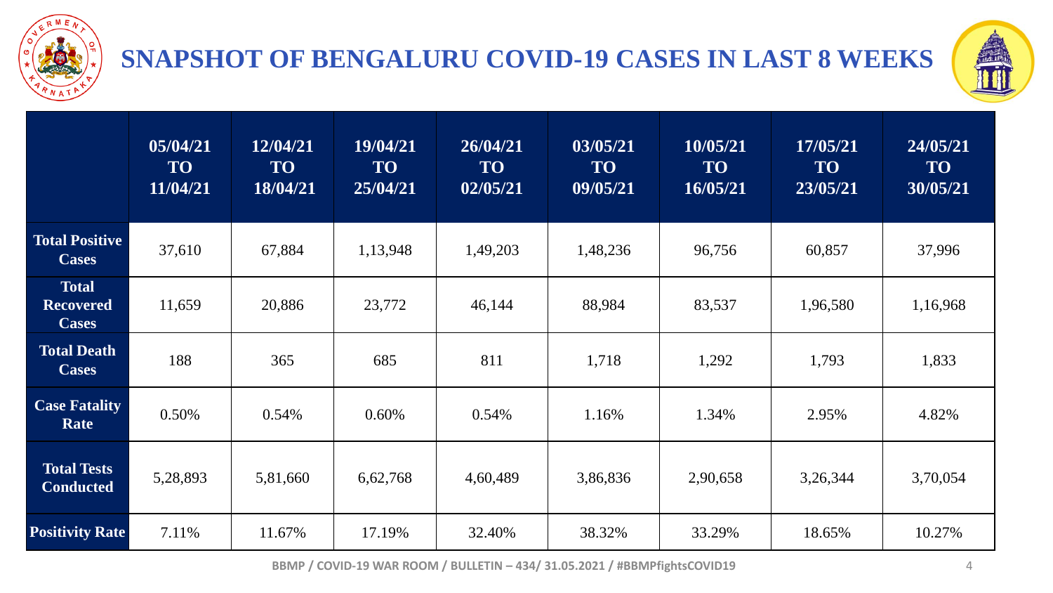# SNAPSHOT OF BENGALURU COVID-19 CASES IN LAST 8 WEEKS

| | 05/04/21 TO 11/04/21 | 12/04/21 TO 18/04/21 | 19/04/21 TO 25/04/21 | 26/04/21 TO 02/05/21 | 03/05/21 TO 09/05/21 | 10/05/21 TO 16/05/21 | 17/05/21 TO 23/05/21 | 24/05/21 TO 30/05/21 |
|---|---|---|---|---|---|---|---|---|
| **Total Positive Cases** | 37,610 | 67,884 | 1,13,948 | 1,49,203 | 1,48,236 | 96,756 | 60,857 | 37,996 |
| **Total Recovered Cases** | 11,659 | 20,886 | 23,772 | 46,144 | 88,984 | 83,537 | 1,96,580 | 1,16,968 |
| **Total Death Cases** | 188 | 365 | 685 | 811 | 1,718 | 1,292 | 1,793 | 1,833 |
| **Case Fatality Rate** | 0.50% | 0.54% | 0.60% | 0.54% | 1.16% | 1.34% | 2.95% | 4.82% |
| **Total Tests Conducted** | 5,28,893 | 5,81,660 | 6,62,768 | 4,60,489 | 3,86,836 | 2,90,658 | 3,26,344 | 3,70,054 |
| **Positivity Rate** | 7.11% | 11.67% | 17.19% | 32.40% | 38.32% | 33.29% | 18.65% | 10.27% |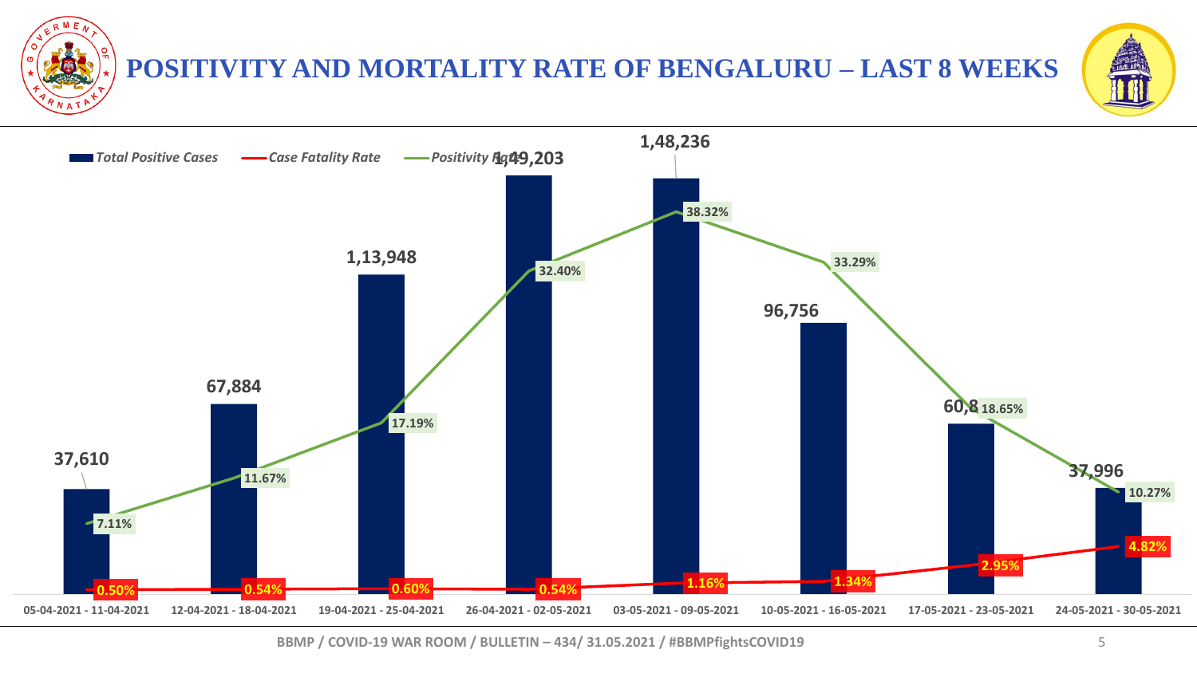# POSITIVITY AND MORTALITY RATE OF BENGALURU – LAST 8 WEEKS

| Week | Total Positive Cases | Case Fatality Rate | Positivity Rate |
|---|---|---|---|
| 05-04-2021 - 11-04-2021 | 37,610 | 0.50% | 7.11% |
| 12-04-2021 - 18-04-2021 | 67,884 | 0.54% | 11.67% |
| 19-04-2021 - 25-04-2021 | 1,13,948 | 0.60% | 17.19% |
| 26-04-2021 - 02-05-2021 | 1,49,203 | 0.54% | 32.40% |
| 03-05-2021 - 09-05-2021 | 1,48,236 | 1.16% | 38.32% |
| 10-05-2021 - 16-05-2021 | 96,756 | 1.34% | 33.29% |
| 17-05-2021 - 23-05-2021 | 60,8 | 2.95% | 18.65% |
| 24-05-2021 - 30-05-2021 | 37,996 | 4.82% | 10.27% |

BBMP / COVID-19 WAR ROOM / BULLETIN – 434/ 31.05.2021 / #BBMPfightsCOVID19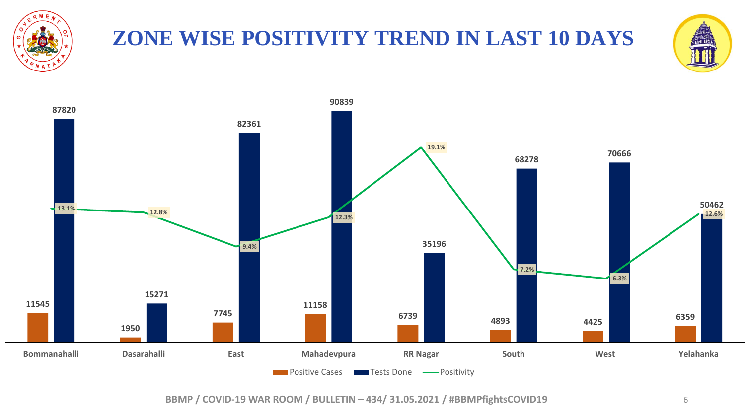# ZONE WISE POSITIVITY TREND IN LAST 10 DAYS

| Zone | Positive Cases | Tests Done | Positivity |
|---|---|---|---|
| Bommanahalli | 11545 | 87820 | 13.1% |
| Dasarahalli | 1950 | 15271 | 12.8% |
| East | 7745 | 82361 | 9.4% |
| Mahadevpura | 11158 | 90839 | 12.3% |
| RR Nagar | 6739 | 35196 | 19.1% |
| South | 4893 | 68278 | 7.2% |
| West | 4425 | 70666 | 6.3% |
| Yelahanka | 6359 | 50462 | 12.6% |

BBMP / COVID-19 WAR ROOM / BULLETIN – 434/ 31.05.2021 / #BBMPfightsCOVID19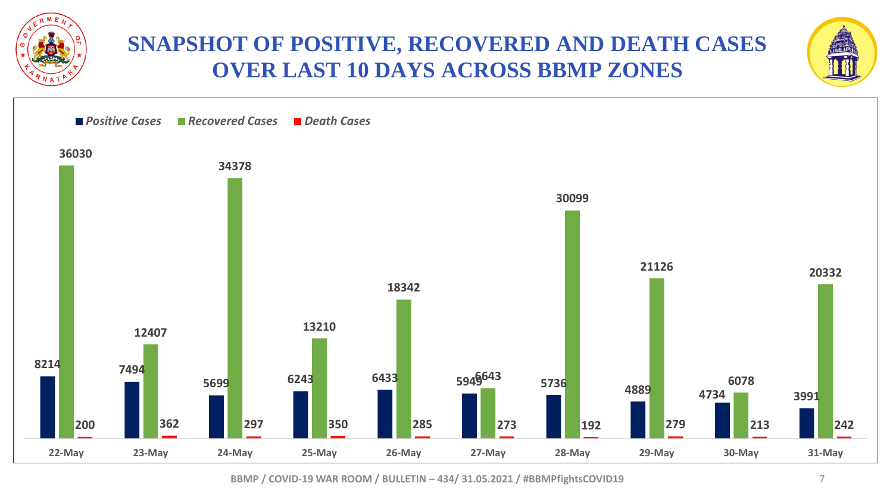# SNAPSHOT OF POSITIVE, RECOVERED AND DEATH CASES OVER LAST 10 DAYS ACROSS BBMP ZONES

| Date | Positive Cases | Recovered Cases | Death Cases |
|---|---|---|---|
| 22-May | 8214 | 36030 | 200 |
| 23-May | 7494 | 12407 | 362 |
| 24-May | 5699 | 34378 | 297 |
| 25-May | 6243 | 13210 | 350 |
| 26-May | 6433 | 18342 | 285 |
| 27-May | 5949 | 6643 | 273 |
| 28-May | 5736 | 30099 | 192 |
| 29-May | 4889 | 21126 | 279 |
| 30-May | 4734 | 6078 | 213 |
| 31-May | 3991 | 20332 | 242 |

BBMP / COVID-19 WAR ROOM / BULLETIN – 434/ 31.05.2021 / #BBMPfightsCOVID19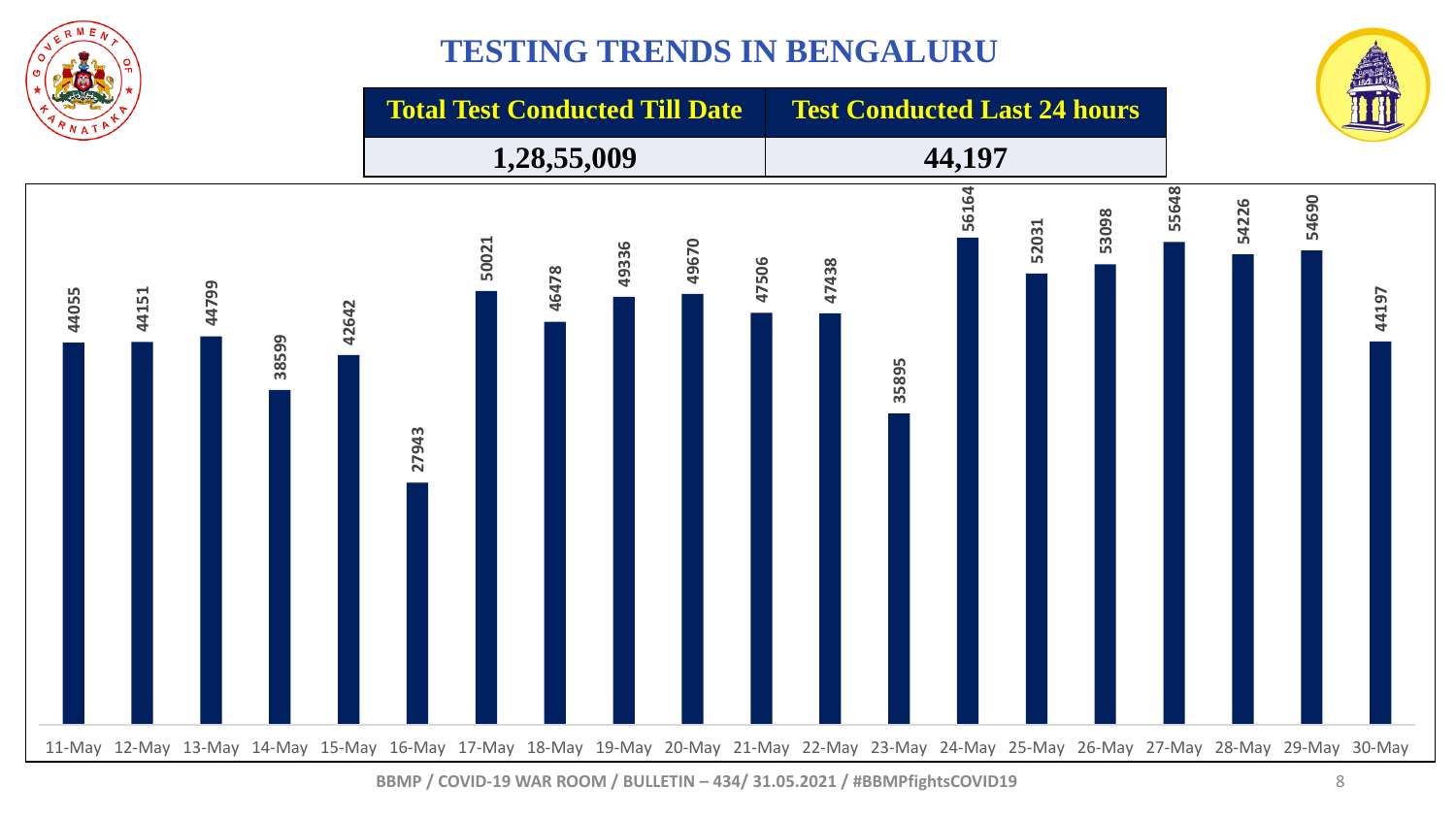# TESTING TRENDS IN BENGALURU

| Total Test Conducted Till Date | Test Conducted Last 24 hours |
|---|---|
| 1,28,55,009 | 44,197 |

| Date | Tests |
|---|---|
| 11-May | 44055 |
| 12-May | 44151 |
| 13-May | 44799 |
| 14-May | 38599 |
| 15-May | 42642 |
| 16-May | 27943 |
| 17-May | 50021 |
| 18-May | 46478 |
| 19-May | 49336 |
| 20-May | 49670 |
| 21-May | 47506 |
| 22-May | 47438 |
| 23-May | 35895 |
| 24-May | 56164 |
| 25-May | 52031 |
| 26-May | 53098 |
| 27-May | 55648 |
| 28-May | 54226 |
| 29-May | 54690 |
| 30-May | 44197 |

BBMP / COVID-19 WAR ROOM / BULLETIN – 434/ 31.05.2021 / #BBMPfightsCOVID19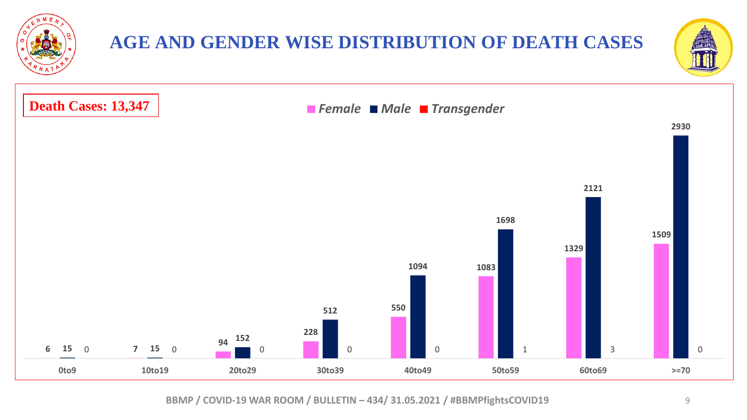# AGE AND GENDER WISE DISTRIBUTION OF DEATH CASES

**Death Cases: 13,347**

| Age Group | Female | Male | Transgender |
|---|---|---|---|
| 0to9 | 6 | 15 | 0 |
| 10to19 | 7 | 15 | 0 |
| 20to29 | 94 | 152 | 0 |
| 30to39 | 228 | 512 | 0 |
| 40to49 | 550 | 1094 | 0 |
| 50to59 | 1083 | 1698 | 1 |
| 60to69 | 1329 | 2121 | 3 |
| >=70 | 1509 | 2930 | 0 |

BBMP / COVID-19 WAR ROOM / BULLETIN – 434/ 31.05.2021 / #BBMPfightsCOVID19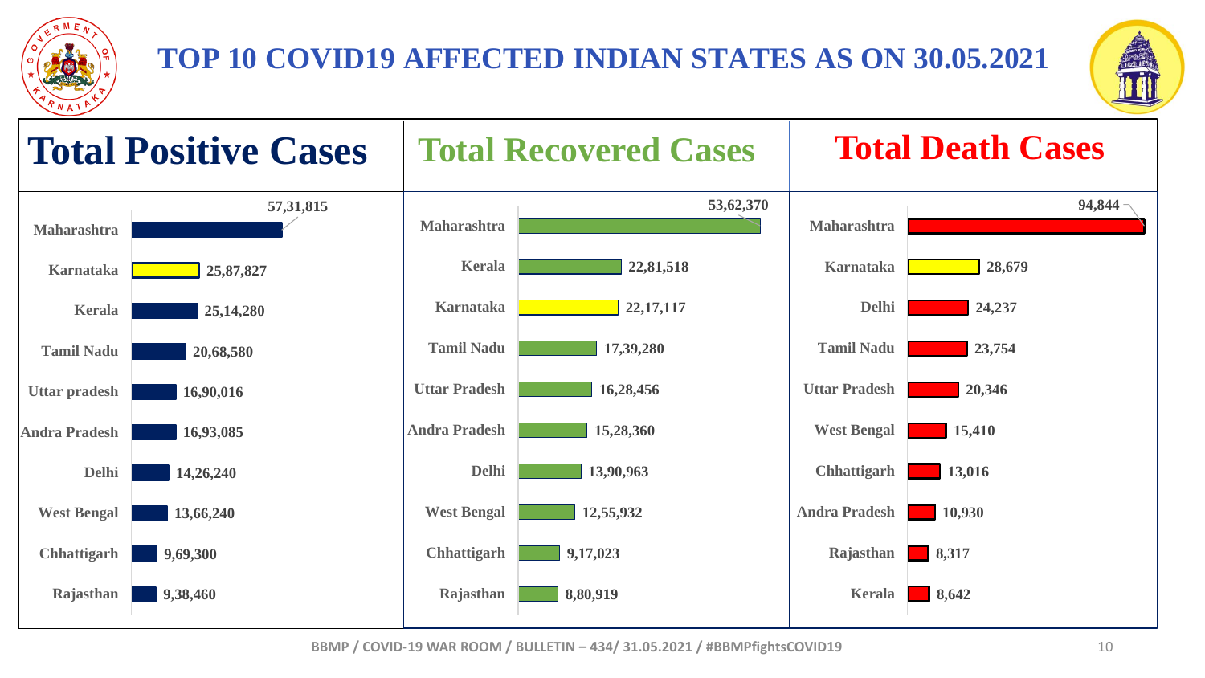# TOP 10 COVID19 AFFECTED INDIAN STATES AS ON 30.05.2021

## Total Positive Cases

| State | Cases |
|---|---|
| Maharashtra | 57,31,815 |
| Karnataka | 25,87,827 |
| Kerala | 25,14,280 |
| Tamil Nadu | 20,68,580 |
| Uttar pradesh | 16,90,016 |
| Andra Pradesh | 16,93,085 |
| Delhi | 14,26,240 |
| West Bengal | 13,66,240 |
| Chhattigarh | 9,69,300 |
| Rajasthan | 9,38,460 |

## Total Recovered Cases

| State | Cases |
|---|---|
| Maharashtra | 53,62,370 |
| Kerala | 22,81,518 |
| Karnataka | 22,17,117 |
| Tamil Nadu | 17,39,280 |
| Uttar Pradesh | 16,28,456 |
| Andra Pradesh | 15,28,360 |
| Delhi | 13,90,963 |
| West Bengal | 12,55,932 |
| Chhattigarh | 9,17,023 |
| Rajasthan | 8,80,919 |

## Total Death Cases

| State | Cases |
|---|---|
| Maharashtra | 94,844 |
| Karnataka | 28,679 |
| Delhi | 24,237 |
| Tamil Nadu | 23,754 |
| Uttar Pradesh | 20,346 |
| West Bengal | 15,410 |
| Chhattigarh | 13,016 |
| Andra Pradesh | 10,930 |
| Rajasthan | 8,317 |
| Kerala | 8,642 |

BBMP / COVID-19 WAR ROOM / BULLETIN – 434/ 31.05.2021 / #BBMPfightsCOVID19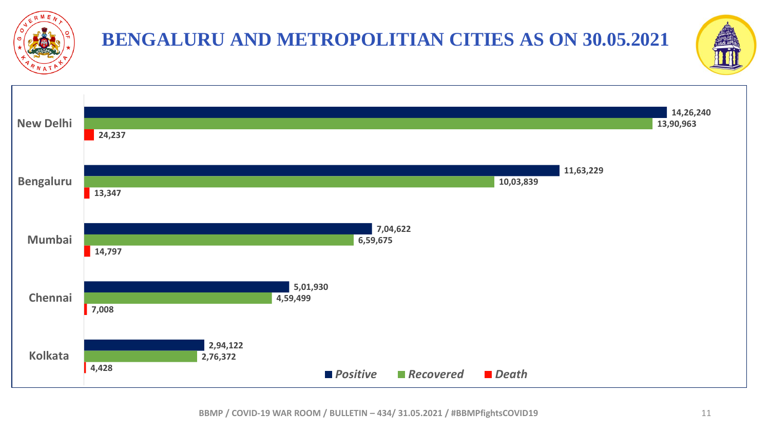# BENGALURU AND METROPOLITIAN CITIES AS ON 30.05.2021

| City | Positive | Recovered | Death |
|---|---|---|---|
| New Delhi | 14,26,240 | 13,90,963 | 24,237 |
| Bengaluru | 11,63,229 | 10,03,839 | 13,347 |
| Mumbai | 7,04,622 | 6,59,675 | 14,797 |
| Chennai | 5,01,930 | 4,59,499 | 7,008 |
| Kolkata | 2,94,122 | 2,76,372 | 4,428 |

BBMP / COVID-19 WAR ROOM / BULLETIN – 434/ 31.05.2021 / #BBMPfightsCOVID19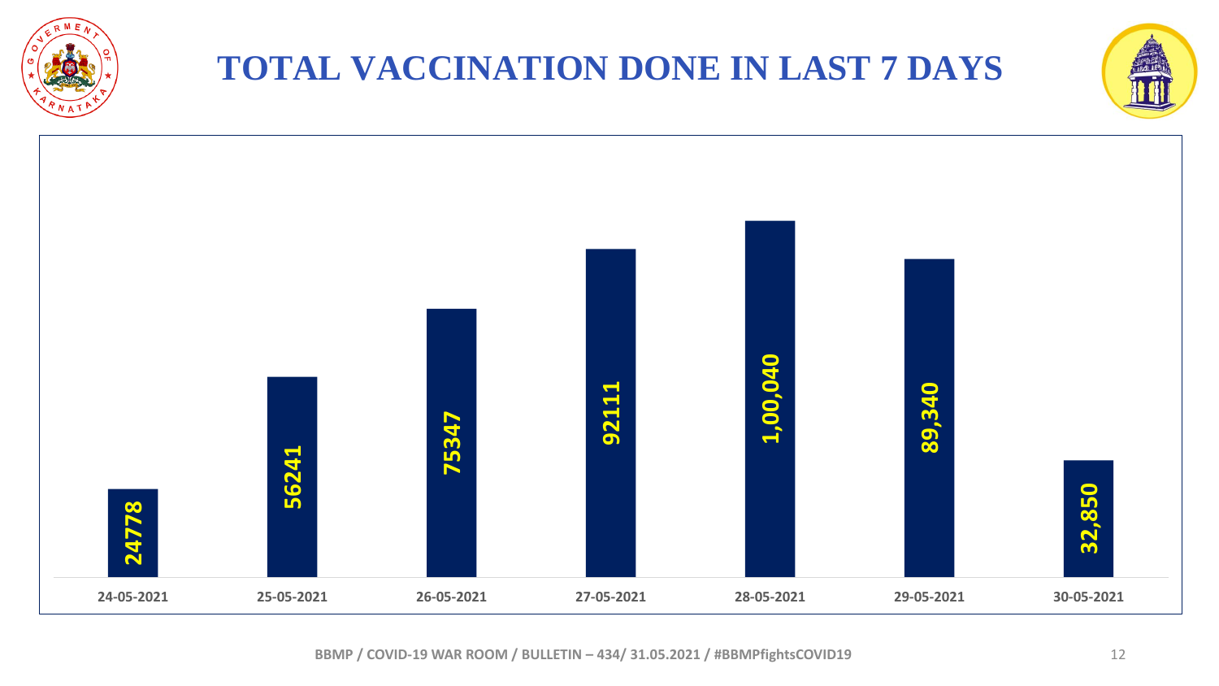# TOTAL VACCINATION DONE IN LAST 7 DAYS

| Date | Vaccinations |
| --- | --- |
| 24-05-2021 | 24778 |
| 25-05-2021 | 56241 |
| 26-05-2021 | 75347 |
| 27-05-2021 | 92111 |
| 28-05-2021 | 1,00,040 |
| 29-05-2021 | 89,340 |
| 30-05-2021 | 32,850 |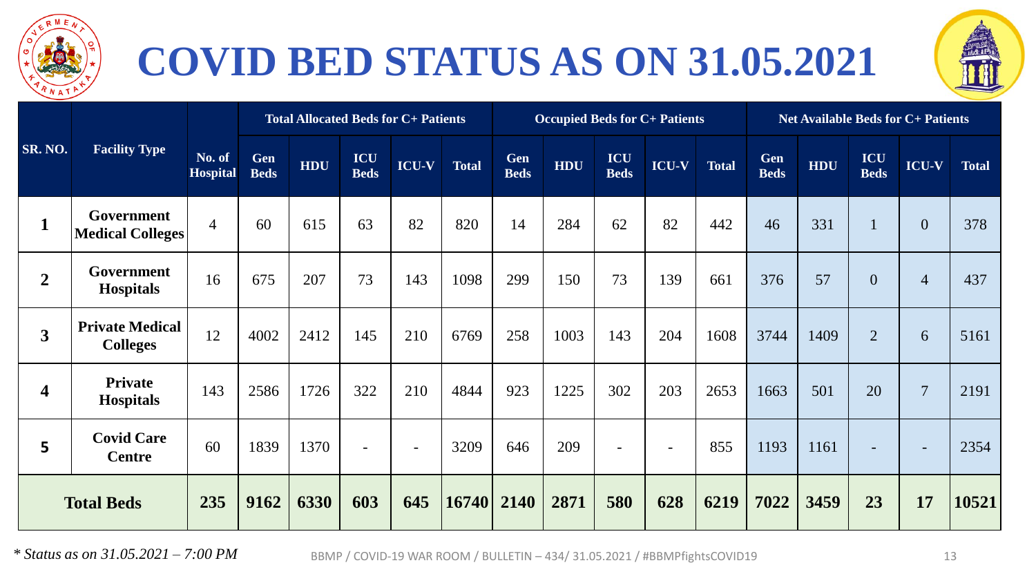# COVID BED STATUS AS ON 31.05.2021

| SR. NO. | Facility Type | No. of Hospital | Total Allocated Beds for C+ Patients | | | | | Occupied Beds for C+ Patients | | | | | Net Available Beds for C+ Patients | | | | |
|---|---|---|---|---|---|---|---|---|---|---|---|---|---|---|---|---|---|
| | | | Gen Beds | HDU | ICU Beds | ICU-V | Total | Gen Beds | HDU | ICU Beds | ICU-V | Total | Gen Beds | HDU | ICU Beds | ICU-V | Total |
| 1 | Government Medical Colleges | 4 | 60 | 615 | 63 | 82 | 820 | 14 | 284 | 62 | 82 | 442 | 46 | 331 | 1 | 0 | 378 |
| 2 | Government Hospitals | 16 | 675 | 207 | 73 | 143 | 1098 | 299 | 150 | 73 | 139 | 661 | 376 | 57 | 0 | 4 | 437 |
| 3 | Private Medical Colleges | 12 | 4002 | 2412 | 145 | 210 | 6769 | 258 | 1003 | 143 | 204 | 1608 | 3744 | 1409 | 2 | 6 | 5161 |
| 4 | Private Hospitals | 143 | 2586 | 1726 | 322 | 210 | 4844 | 923 | 1225 | 302 | 203 | 2653 | 1663 | 501 | 20 | 7 | 2191 |
| 5 | Covid Care Centre | 60 | 1839 | 1370 | - | - | 3209 | 646 | 209 | - | - | 855 | 1193 | 1161 | - | - | 2354 |
| **Total Beds** | | **235** | **9162** | **6330** | **603** | **645** | **16740** | **2140** | **2871** | **580** | **628** | **6219** | **7022** | **3459** | **23** | **17** | **10521** |

*\* Status as on 31.05.2021 – 7:00 PM*

BBMP / COVID-19 WAR ROOM / BULLETIN – 434/ 31.05.2021 / #BBMPfightsCOVID19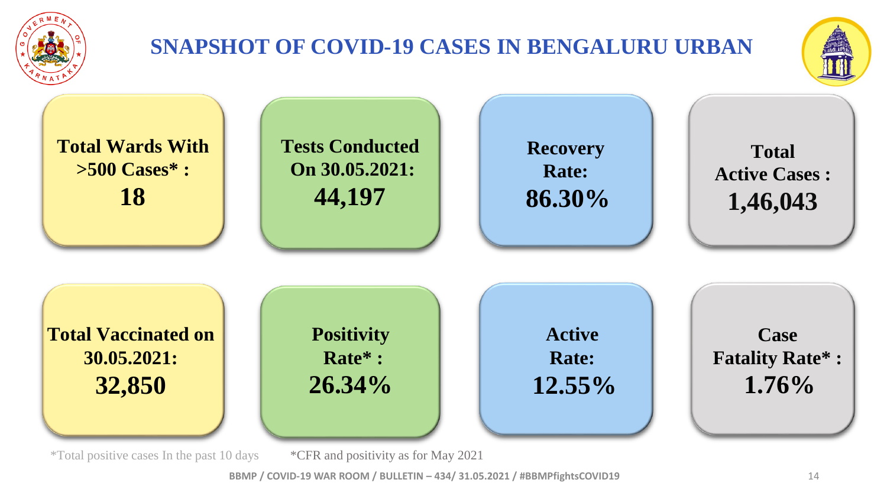# SNAPSHOT OF COVID-19 CASES IN BENGALURU URBAN

**Total Wards With >500 Cases* :**
**18**

**Tests Conducted On 30.05.2021:**
**44,197**

**Recovery Rate:**
**86.30%**

**Total Active Cases :**
**1,46,043**

**Total Vaccinated on 30.05.2021:**
**32,850**

**Positivity Rate* :**
**26.34%**

**Active Rate:**
**12.55%**

**Case Fatality Rate* :**
**1.76%**

*Total positive cases In the past 10 days

*CFR and positivity as for May 2021

BBMP / COVID-19 WAR ROOM / BULLETIN – 434/ 31.05.2021 / #BBMPfightsCOVID19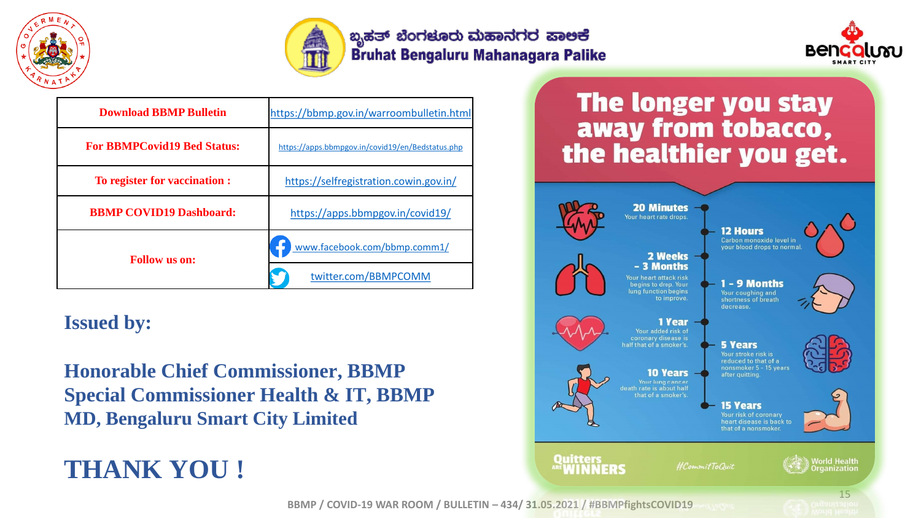ಬೃಹತ್ ಬೆಂಗಳೂರು ಮಹಾನಗರ ಪಾಲಿಕೆ
Bruhat Bengaluru Mahanagara Palike

| | |
|---|---|
| **Download BBMP Bulletin** | https://bbmp.gov.in/warroombulletin.html |
| **For BBMPCovid19 Bed Status:** | https://apps.bbmpgov.in/covid19/en/Bedstatus.php |
| **To register for vaccination :** | https://selfregistration.cowin.gov.in/ |
| **BBMP COVID19 Dashboard:** | https://apps.bbmpgov.in/covid19/ |
| **Follow us on:** | www.facebook.com/bbmp.comm1/ |
| | twitter.com/BBMPCOMM |

## Issued by:

**Honorable Chief Commissioner, BBMP**
**Special Commissioner Health & IT, BBMP**
**MD, Bengaluru Smart City Limited**

# THANK YOU !

**The longer you stay away from tobacco, the healthier you get.**

**20 Minutes** Your heart rate drops.

**12 Hours** Carbon monoxide level in your blood drops to normal.

**2 Weeks – 3 Months** Your heart attack risk begins to drop. Your lung function begins to improve.

**1 - 9 Months** Your coughing and shortness of breath decrease.

**1 Year** Your added risk of coronary disease is half that of a smoker's.

**5 Years** Your stroke risk is reduced to that of a nonsmoker 5 - 15 years after quitting.

**10 Years** Your lung cancer death rate is about half that of a smoker's.

**15 Years** Your risk of coronary heart disease is back to that of a nonsmoker.

Quitters ARE WINNERS #CommitToQuit World Health Organization

BBMP / COVID-19 WAR ROOM / BULLETIN – 434/ 31.05.2021 / #BBMPfightsCOVID19